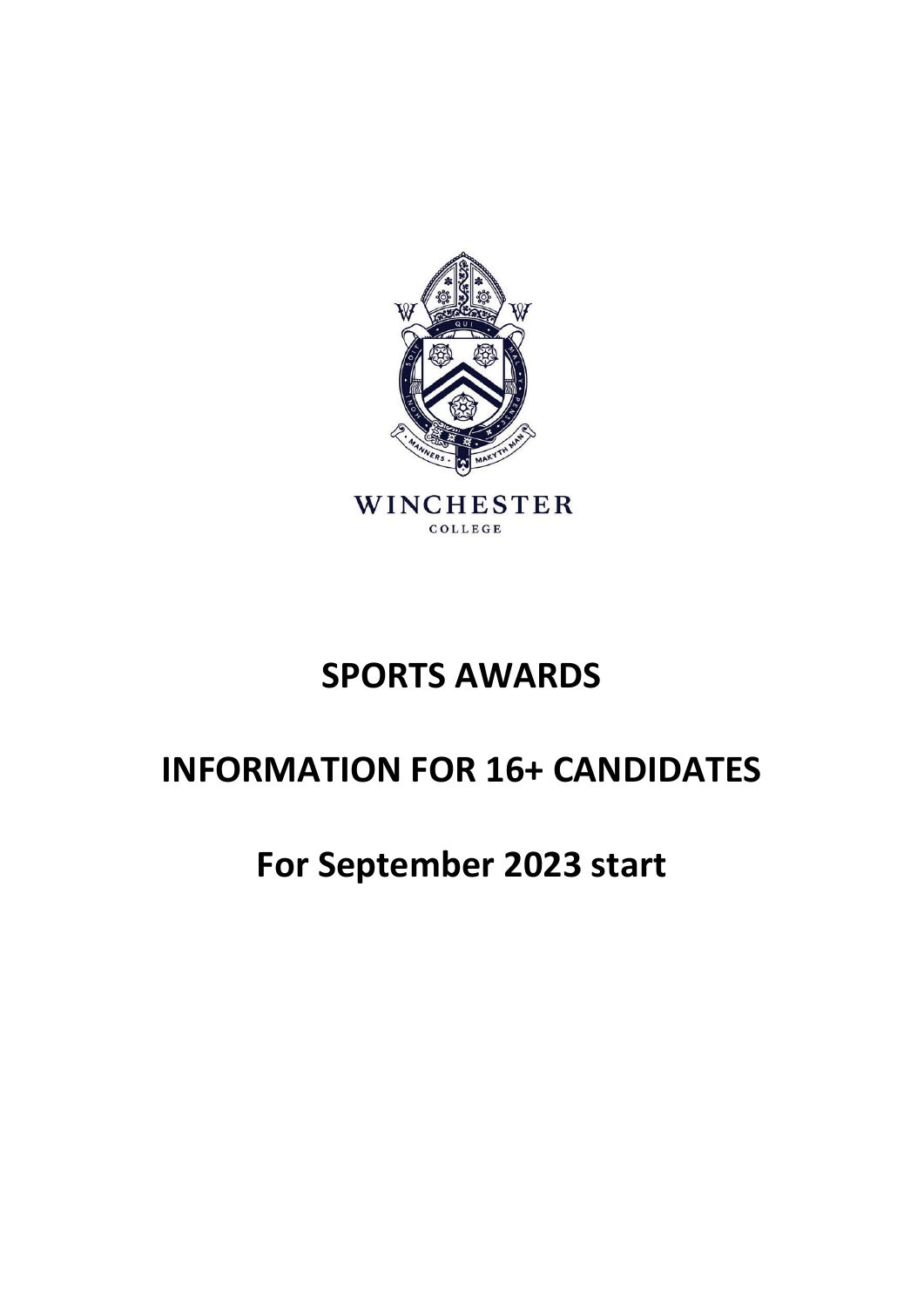WINCHESTER
COLLEGE

# SPORTS AWARDS

# INFORMATION FOR 16+ CANDIDATES

# For September 2023 start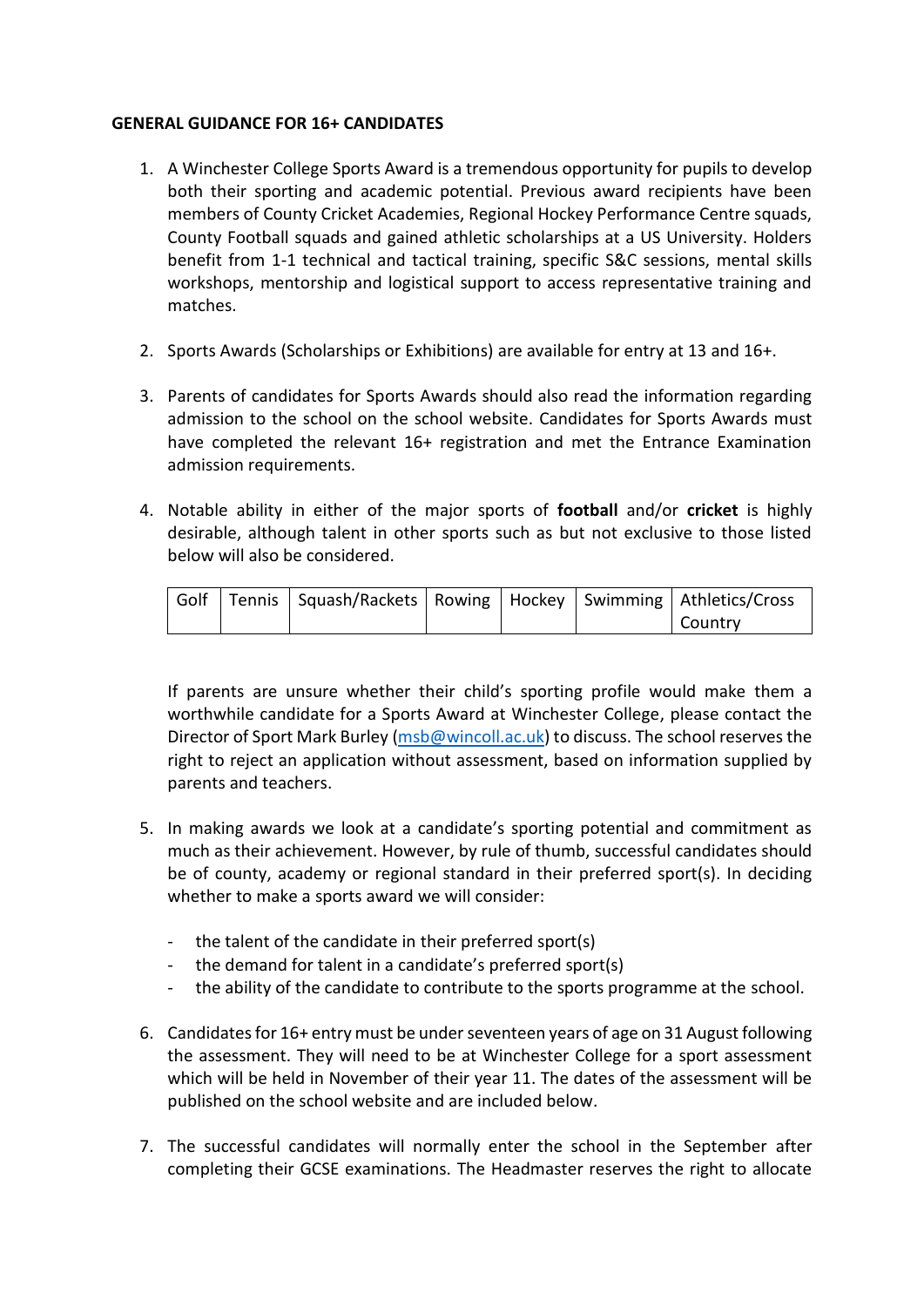**GENERAL GUIDANCE FOR 16+ CANDIDATES**

1. A Winchester College Sports Award is a tremendous opportunity for pupils to develop both their sporting and academic potential. Previous award recipients have been members of County Cricket Academies, Regional Hockey Performance Centre squads, County Football squads and gained athletic scholarships at a US University. Holders benefit from 1-1 technical and tactical training, specific S&C sessions, mental skills workshops, mentorship and logistical support to access representative training and matches.

2. Sports Awards (Scholarships or Exhibitions) are available for entry at 13 and 16+.

3. Parents of candidates for Sports Awards should also read the information regarding admission to the school on the school website. Candidates for Sports Awards must have completed the relevant 16+ registration and met the Entrance Examination admission requirements.

4. Notable ability in either of the major sports of **football** and/or **cricket** is highly desirable, although talent in other sports such as but not exclusive to those listed below will also be considered.

   | Golf | Tennis | Squash/Rackets | Rowing | Hockey | Swimming | Athletics/Cross Country |
   |---|---|---|---|---|---|---|

   If parents are unsure whether their child's sporting profile would make them a worthwhile candidate for a Sports Award at Winchester College, please contact the Director of Sport Mark Burley (msb@wincoll.ac.uk) to discuss. The school reserves the right to reject an application without assessment, based on information supplied by parents and teachers.

5. In making awards we look at a candidate's sporting potential and commitment as much as their achievement. However, by rule of thumb, successful candidates should be of county, academy or regional standard in their preferred sport(s). In deciding whether to make a sports award we will consider:

   - the talent of the candidate in their preferred sport(s)
   - the demand for talent in a candidate's preferred sport(s)
   - the ability of the candidate to contribute to the sports programme at the school.

6. Candidates for 16+ entry must be under seventeen years of age on 31 August following the assessment. They will need to be at Winchester College for a sport assessment which will be held in November of their year 11. The dates of the assessment will be published on the school website and are included below.

7. The successful candidates will normally enter the school in the September after completing their GCSE examinations. The Headmaster reserves the right to allocate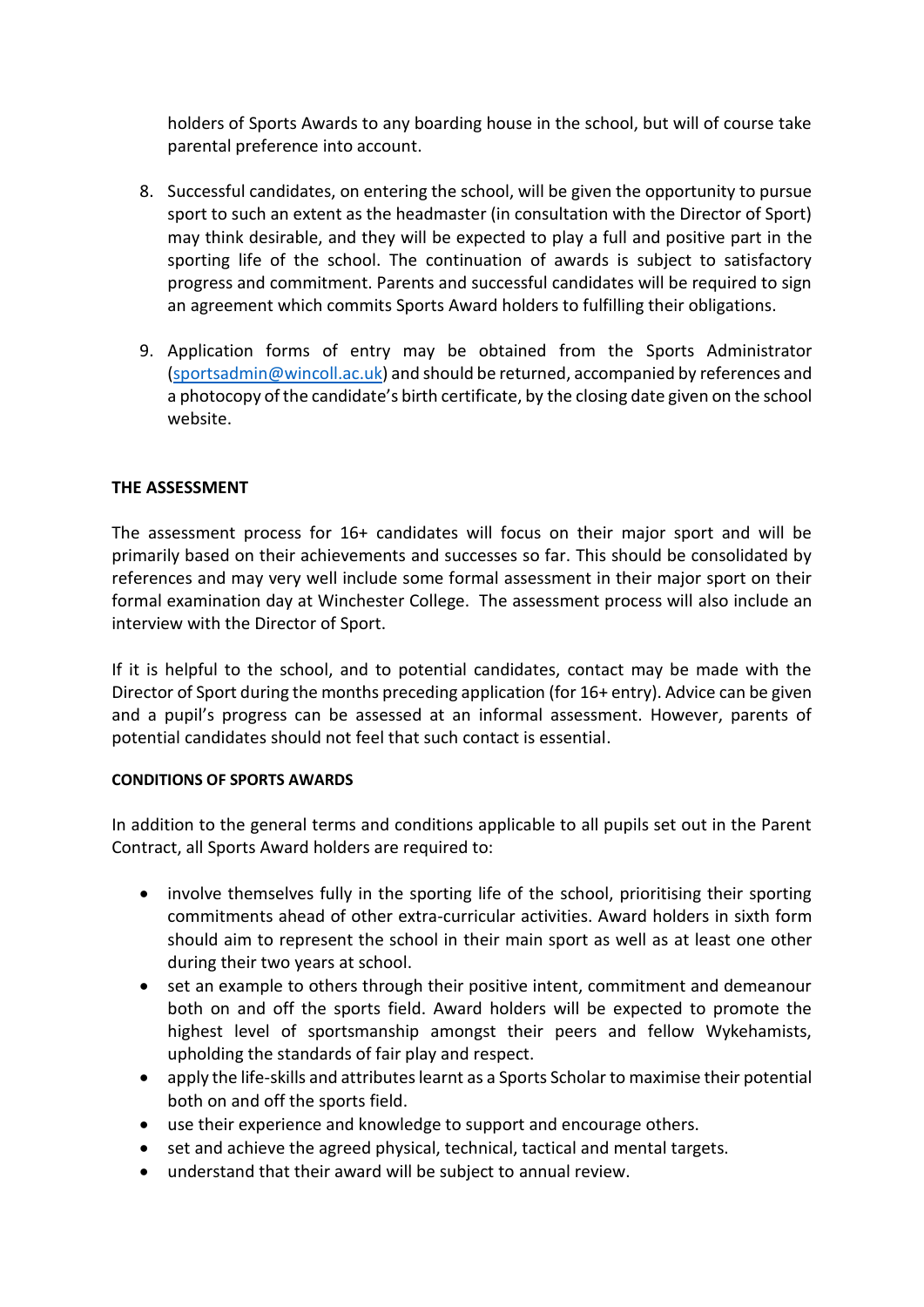holders of Sports Awards to any boarding house in the school, but will of course take parental preference into account.

8. Successful candidates, on entering the school, will be given the opportunity to pursue sport to such an extent as the headmaster (in consultation with the Director of Sport) may think desirable, and they will be expected to play a full and positive part in the sporting life of the school. The continuation of awards is subject to satisfactory progress and commitment. Parents and successful candidates will be required to sign an agreement which commits Sports Award holders to fulfilling their obligations.

9. Application forms of entry may be obtained from the Sports Administrator (sportsadmin@wincoll.ac.uk) and should be returned, accompanied by references and a photocopy of the candidate's birth certificate, by the closing date given on the school website.

**THE ASSESSMENT**

The assessment process for 16+ candidates will focus on their major sport and will be primarily based on their achievements and successes so far. This should be consolidated by references and may very well include some formal assessment in their major sport on their formal examination day at Winchester College. The assessment process will also include an interview with the Director of Sport.

If it is helpful to the school, and to potential candidates, contact may be made with the Director of Sport during the months preceding application (for 16+ entry). Advice can be given and a pupil's progress can be assessed at an informal assessment. However, parents of potential candidates should not feel that such contact is essential.

**CONDITIONS OF SPORTS AWARDS**

In addition to the general terms and conditions applicable to all pupils set out in the Parent Contract, all Sports Award holders are required to:

- involve themselves fully in the sporting life of the school, prioritising their sporting commitments ahead of other extra-curricular activities. Award holders in sixth form should aim to represent the school in their main sport as well as at least one other during their two years at school.
- set an example to others through their positive intent, commitment and demeanour both on and off the sports field. Award holders will be expected to promote the highest level of sportsmanship amongst their peers and fellow Wykehamists, upholding the standards of fair play and respect.
- apply the life-skills and attributes learnt as a Sports Scholar to maximise their potential both on and off the sports field.
- use their experience and knowledge to support and encourage others.
- set and achieve the agreed physical, technical, tactical and mental targets.
- understand that their award will be subject to annual review.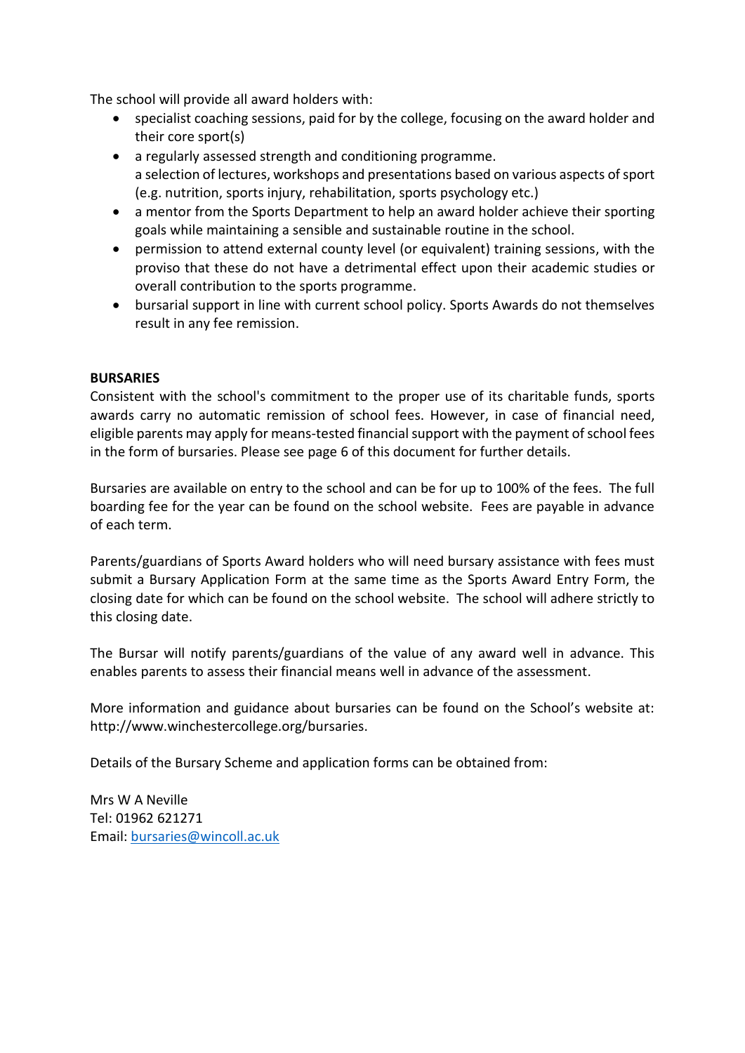The school will provide all award holders with:

- specialist coaching sessions, paid for by the college, focusing on the award holder and their core sport(s)
- a regularly assessed strength and conditioning programme.
  a selection of lectures, workshops and presentations based on various aspects of sport (e.g. nutrition, sports injury, rehabilitation, sports psychology etc.)
- a mentor from the Sports Department to help an award holder achieve their sporting goals while maintaining a sensible and sustainable routine in the school.
- permission to attend external county level (or equivalent) training sessions, with the proviso that these do not have a detrimental effect upon their academic studies or overall contribution to the sports programme.
- bursarial support in line with current school policy. Sports Awards do not themselves result in any fee remission.

**BURSARIES**

Consistent with the school's commitment to the proper use of its charitable funds, sports awards carry no automatic remission of school fees. However, in case of financial need, eligible parents may apply for means-tested financial support with the payment of school fees in the form of bursaries. Please see page 6 of this document for further details.

Bursaries are available on entry to the school and can be for up to 100% of the fees. The full boarding fee for the year can be found on the school website. Fees are payable in advance of each term.

Parents/guardians of Sports Award holders who will need bursary assistance with fees must submit a Bursary Application Form at the same time as the Sports Award Entry Form, the closing date for which can be found on the school website. The school will adhere strictly to this closing date.

The Bursar will notify parents/guardians of the value of any award well in advance. This enables parents to assess their financial means well in advance of the assessment.

More information and guidance about bursaries can be found on the School's website at: http://www.winchestercollege.org/bursaries.

Details of the Bursary Scheme and application forms can be obtained from:

Mrs W A Neville
Tel: 01962 621271
Email: bursaries@wincoll.ac.uk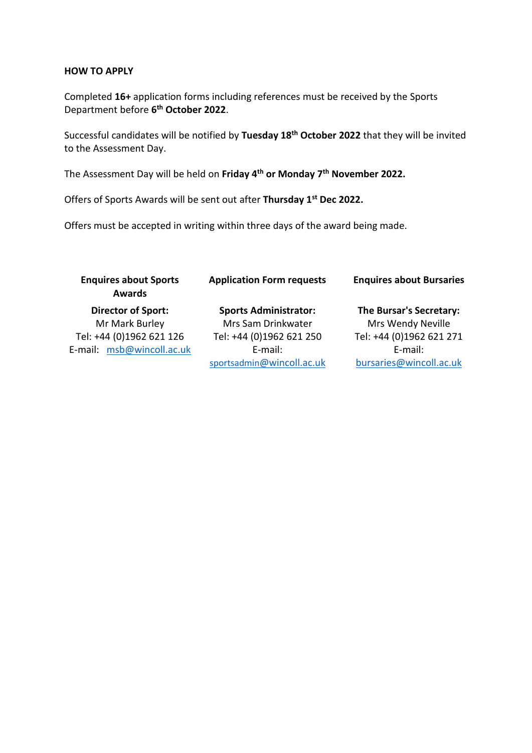## HOW TO APPLY

Completed **16+** application forms including references must be received by the Sports Department before **6th October 2022**.

Successful candidates will be notified by **Tuesday 18th October 2022** that they will be invited to the Assessment Day.

The Assessment Day will be held on **Friday 4th or Monday 7th November 2022.**

Offers of Sports Awards will be sent out after **Thursday 1st Dec 2022.**

Offers must be accepted in writing within three days of the award being made.

**Enquires about Sports Awards**

**Director of Sport:**
Mr Mark Burley
Tel: +44 (0)1962 621 126
E-mail: msb@wincoll.ac.uk

**Application Form requests**

**Sports Administrator:**
Mrs Sam Drinkwater
Tel: +44 (0)1962 621 250
E-mail: sportsadmin@wincoll.ac.uk

**Enquires about Bursaries**

**The Bursar's Secretary:**
Mrs Wendy Neville
Tel: +44 (0)1962 621 271
E-mail: bursaries@wincoll.ac.uk